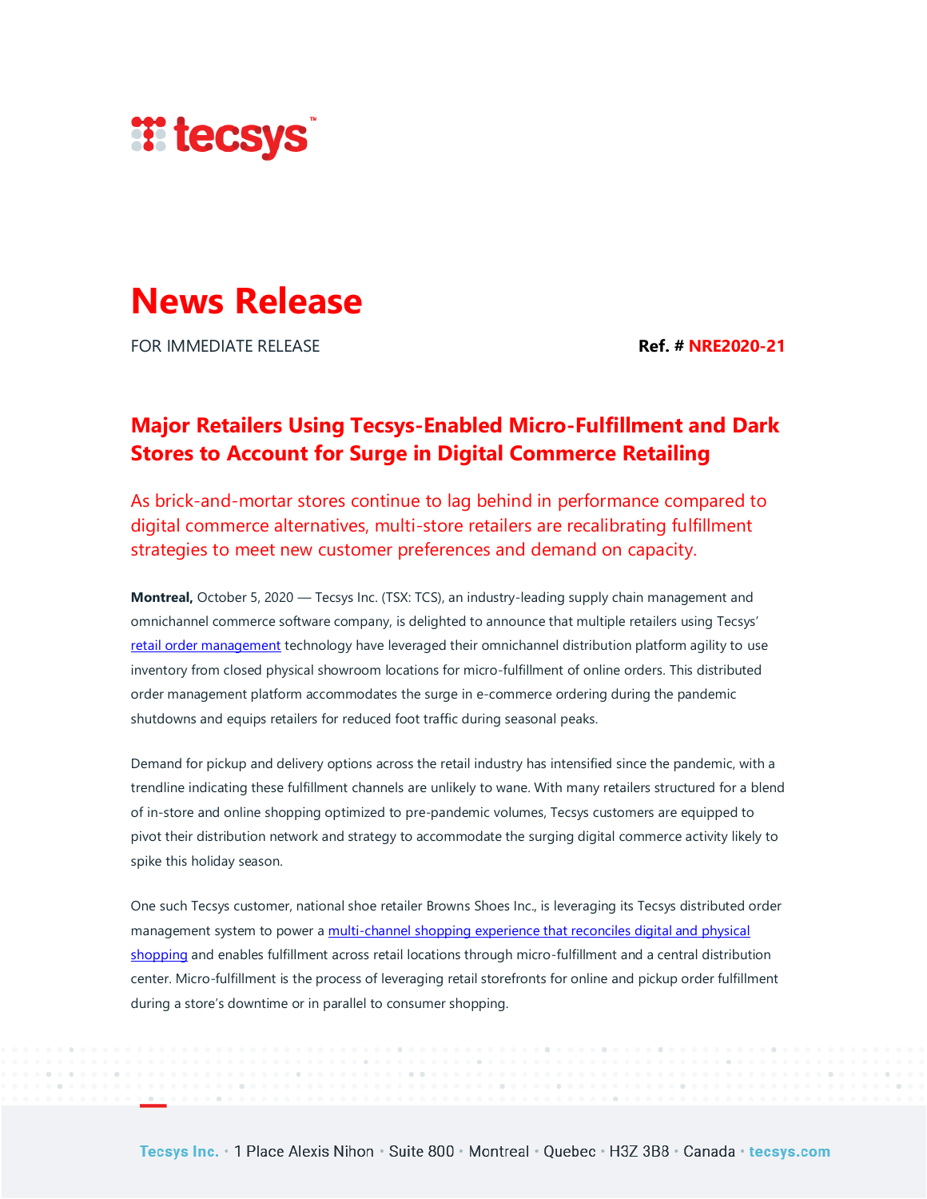# News Release

FOR IMMEDIATE RELEASE **Ref. # NRE2020-21**

## Major Retailers Using Tecsys-Enabled Micro-Fulfillment and Dark Stores to Account for Surge in Digital Commerce Retailing

### As brick-and-mortar stores continue to lag behind in performance compared to digital commerce alternatives, multi-store retailers are recalibrating fulfillment strategies to meet new customer preferences and demand on capacity.

**Montreal,** October 5, 2020 — Tecsys Inc. (TSX: TCS), an industry-leading supply chain management and omnichannel commerce software company, is delighted to announce that multiple retailers using Tecsys' retail order management technology have leveraged their omnichannel distribution platform agility to use inventory from closed physical showroom locations for micro-fulfillment of online orders. This distributed order management platform accommodates the surge in e-commerce ordering during the pandemic shutdowns and equips retailers for reduced foot traffic during seasonal peaks.

Demand for pickup and delivery options across the retail industry has intensified since the pandemic, with a trendline indicating these fulfillment channels are unlikely to wane. With many retailers structured for a blend of in-store and online shopping optimized to pre-pandemic volumes, Tecsys customers are equipped to pivot their distribution network and strategy to accommodate the surging digital commerce activity likely to spike this holiday season.

One such Tecsys customer, national shoe retailer Browns Shoes Inc., is leveraging its Tecsys distributed order management system to power a multi-channel shopping experience that reconciles digital and physical shopping and enables fulfillment across retail locations through micro-fulfillment and a central distribution center. Micro-fulfillment is the process of leveraging retail storefronts for online and pickup order fulfillment during a store's downtime or in parallel to consumer shopping.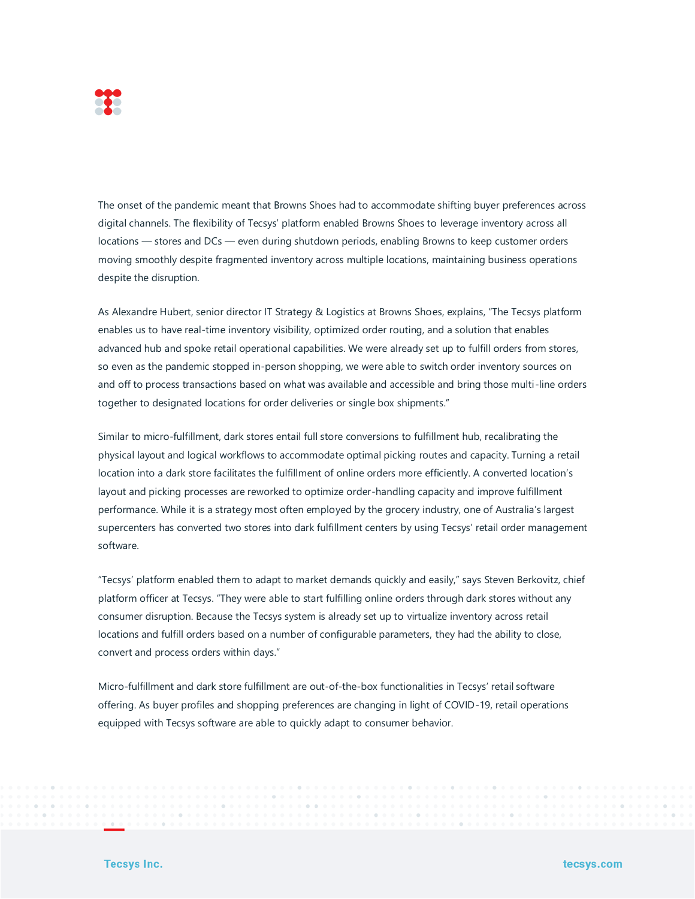The onset of the pandemic meant that Browns Shoes had to accommodate shifting buyer preferences across digital channels. The flexibility of Tecsys' platform enabled Browns Shoes to leverage inventory across all locations — stores and DCs — even during shutdown periods, enabling Browns to keep customer orders moving smoothly despite fragmented inventory across multiple locations, maintaining business operations despite the disruption.

As Alexandre Hubert, senior director IT Strategy & Logistics at Browns Shoes, explains, "The Tecsys platform enables us to have real-time inventory visibility, optimized order routing, and a solution that enables advanced hub and spoke retail operational capabilities. We were already set up to fulfill orders from stores, so even as the pandemic stopped in-person shopping, we were able to switch order inventory sources on and off to process transactions based on what was available and accessible and bring those multi-line orders together to designated locations for order deliveries or single box shipments."

Similar to micro-fulfillment, dark stores entail full store conversions to fulfillment hub, recalibrating the physical layout and logical workflows to accommodate optimal picking routes and capacity. Turning a retail location into a dark store facilitates the fulfillment of online orders more efficiently. A converted location's layout and picking processes are reworked to optimize order-handling capacity and improve fulfillment performance. While it is a strategy most often employed by the grocery industry, one of Australia's largest supercenters has converted two stores into dark fulfillment centers by using Tecsys' retail order management software.

"Tecsys' platform enabled them to adapt to market demands quickly and easily," says Steven Berkovitz, chief platform officer at Tecsys. "They were able to start fulfilling online orders through dark stores without any consumer disruption. Because the Tecsys system is already set up to virtualize inventory across retail locations and fulfill orders based on a number of configurable parameters, they had the ability to close, convert and process orders within days."

Micro-fulfillment and dark store fulfillment are out-of-the-box functionalities in Tecsys' retail software offering. As buyer profiles and shopping preferences are changing in light of COVID-19, retail operations equipped with Tecsys software are able to quickly adapt to consumer behavior.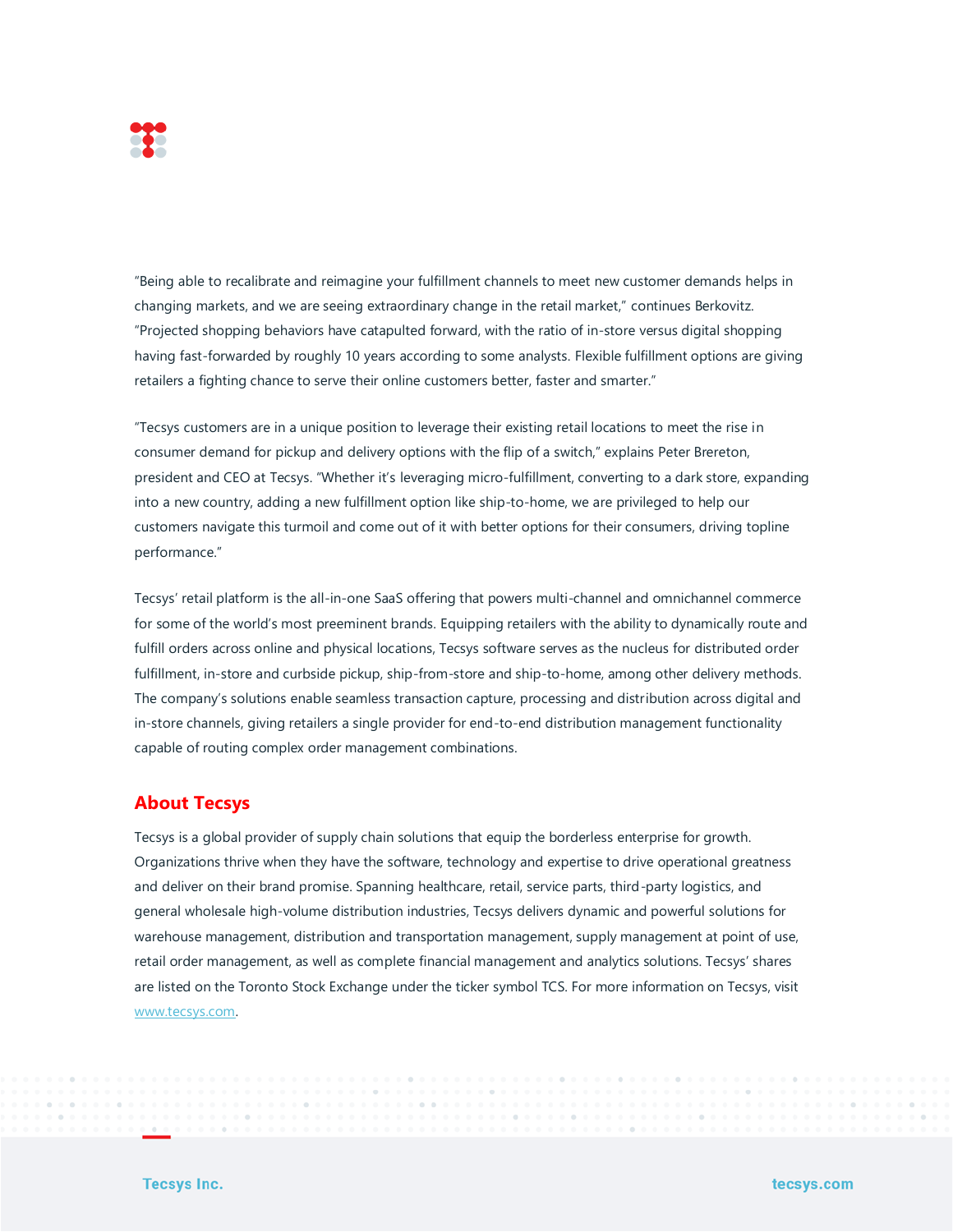"Being able to recalibrate and reimagine your fulfillment channels to meet new customer demands helps in changing markets, and we are seeing extraordinary change in the retail market," continues Berkovitz. "Projected shopping behaviors have catapulted forward, with the ratio of in-store versus digital shopping having fast-forwarded by roughly 10 years according to some analysts. Flexible fulfillment options are giving retailers a fighting chance to serve their online customers better, faster and smarter."

"Tecsys customers are in a unique position to leverage their existing retail locations to meet the rise in consumer demand for pickup and delivery options with the flip of a switch," explains Peter Brereton, president and CEO at Tecsys. "Whether it's leveraging micro-fulfillment, converting to a dark store, expanding into a new country, adding a new fulfillment option like ship-to-home, we are privileged to help our customers navigate this turmoil and come out of it with better options for their consumers, driving topline performance."

Tecsys' retail platform is the all-in-one SaaS offering that powers multi-channel and omnichannel commerce for some of the world's most preeminent brands. Equipping retailers with the ability to dynamically route and fulfill orders across online and physical locations, Tecsys software serves as the nucleus for distributed order fulfillment, in-store and curbside pickup, ship-from-store and ship-to-home, among other delivery methods. The company's solutions enable seamless transaction capture, processing and distribution across digital and in-store channels, giving retailers a single provider for end-to-end distribution management functionality capable of routing complex order management combinations.

## About Tecsys

Tecsys is a global provider of supply chain solutions that equip the borderless enterprise for growth. Organizations thrive when they have the software, technology and expertise to drive operational greatness and deliver on their brand promise. Spanning healthcare, retail, service parts, third-party logistics, and general wholesale high-volume distribution industries, Tecsys delivers dynamic and powerful solutions for warehouse management, distribution and transportation management, supply management at point of use, retail order management, as well as complete financial management and analytics solutions. Tecsys' shares are listed on the Toronto Stock Exchange under the ticker symbol TCS. For more information on Tecsys, visit www.tecsys.com.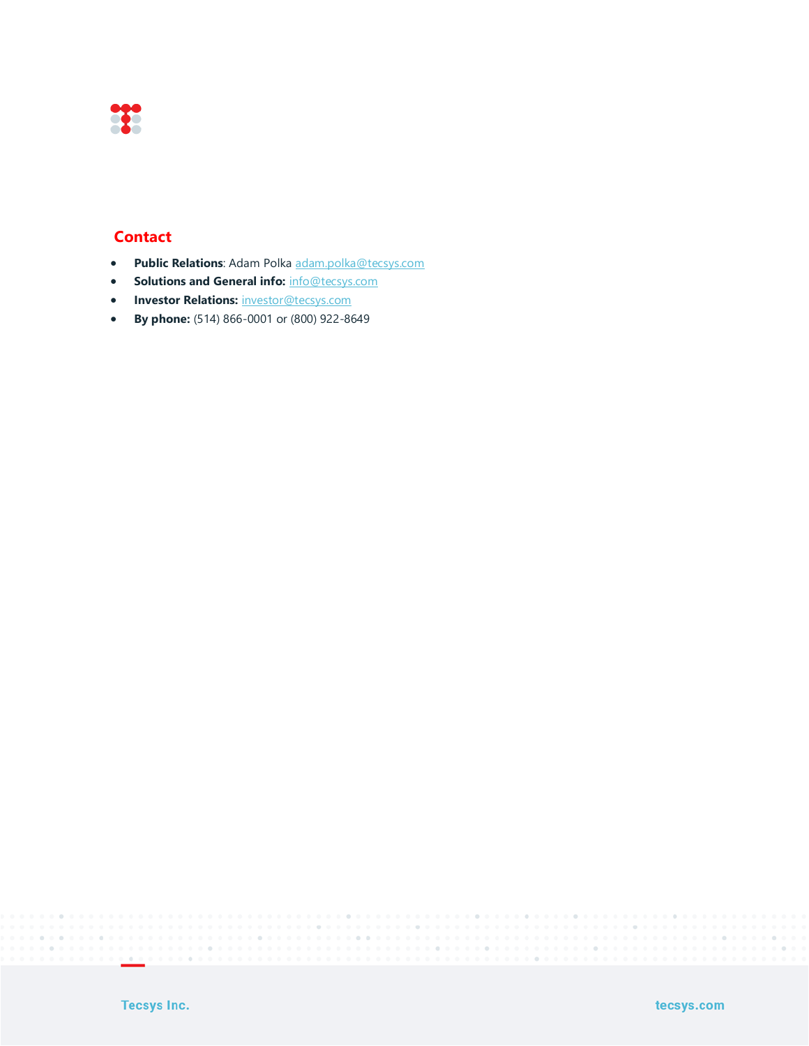## Contact

- **Public Relations**: Adam Polka adam.polka@tecsys.com
- **Solutions and General info:** info@tecsys.com
- **Investor Relations:** investor@tecsys.com
- **By phone:** (514) 866-0001 or (800) 922-8649